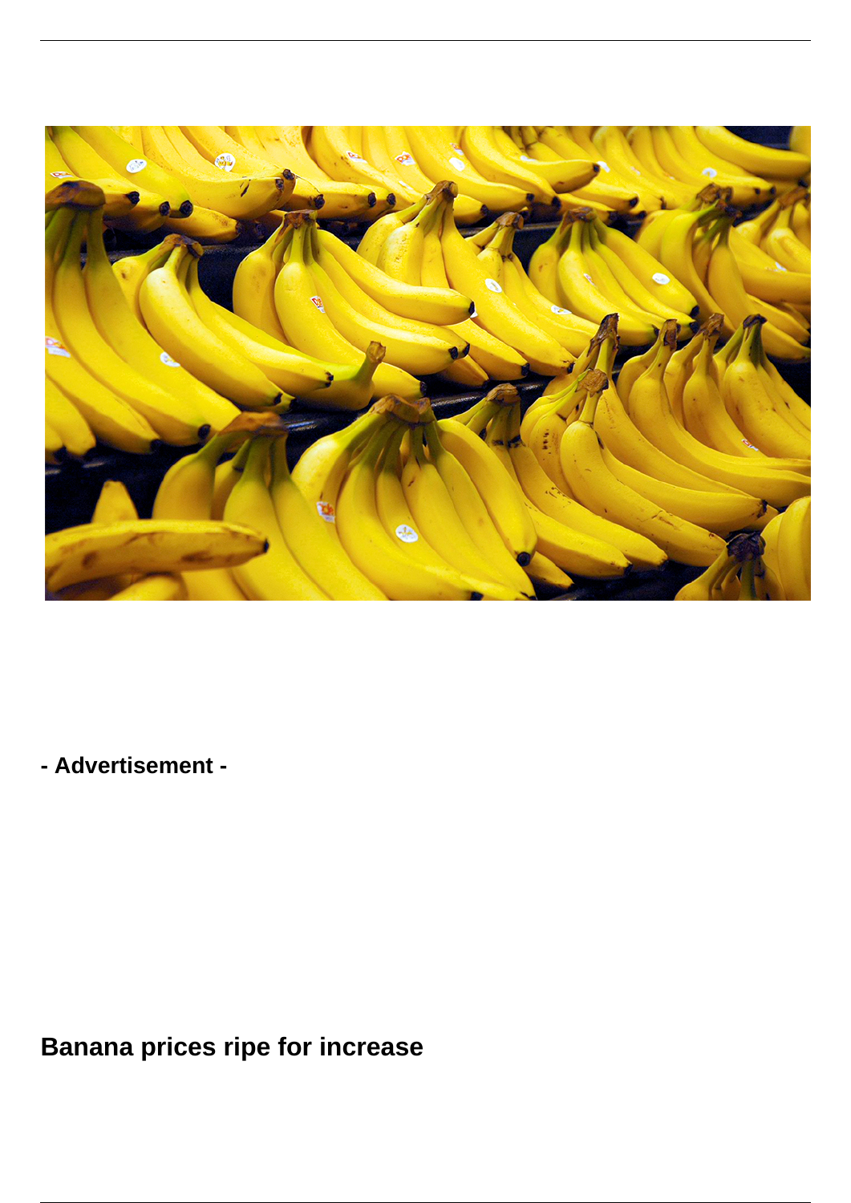- Advertisement -

# Banana prices ripe for increase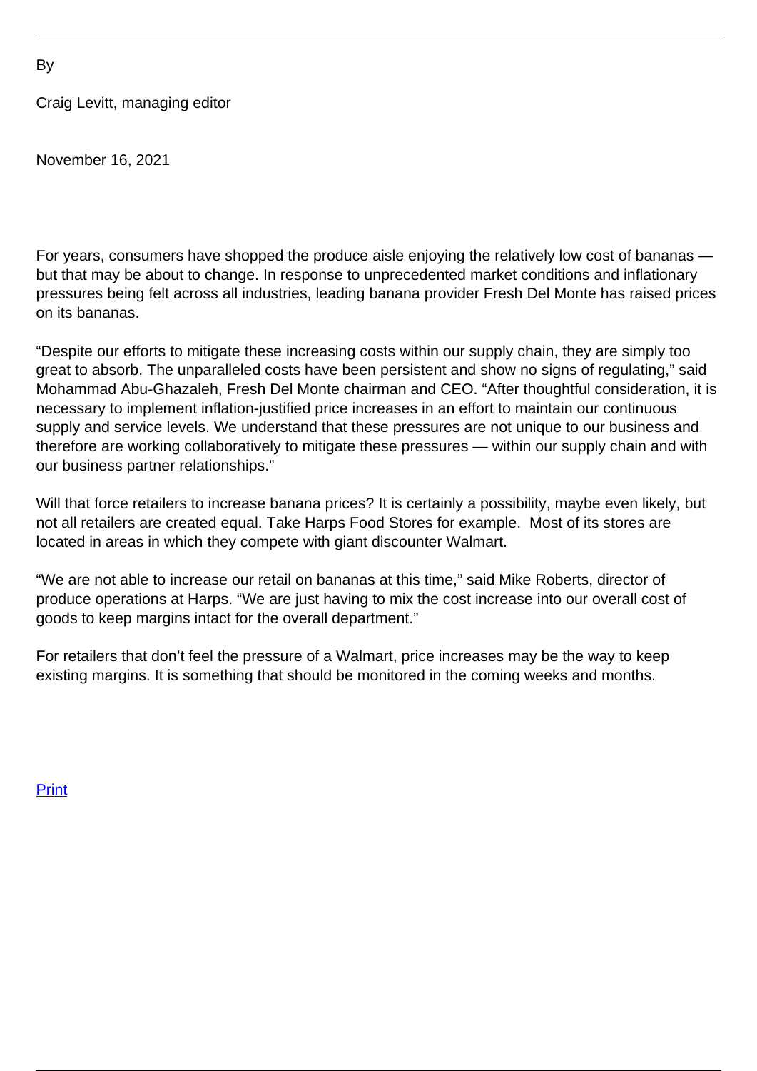By

Craig Levitt, managing editor

November 16, 2021

For years, consumers have shopped the produce aisle enjoying the relatively low cost of bananas — but that may be about to change. In response to unprecedented market conditions and inflationary pressures being felt across all industries, leading banana provider Fresh Del Monte has raised prices on its bananas.

"Despite our efforts to mitigate these increasing costs within our supply chain, they are simply too great to absorb. The unparalleled costs have been persistent and show no signs of regulating," said Mohammad Abu-Ghazaleh, Fresh Del Monte chairman and CEO. "After thoughtful consideration, it is necessary to implement inflation-justified price increases in an effort to maintain our continuous supply and service levels. We understand that these pressures are not unique to our business and therefore are working collaboratively to mitigate these pressures — within our supply chain and with our business partner relationships."

Will that force retailers to increase banana prices? It is certainly a possibility, maybe even likely, but not all retailers are created equal. Take Harps Food Stores for example. Most of its stores are located in areas in which they compete with giant discounter Walmart.

"We are not able to increase our retail on bananas at this time," said Mike Roberts, director of produce operations at Harps. "We are just having to mix the cost increase into our overall cost of goods to keep margins intact for the overall department."

For retailers that don't feel the pressure of a Walmart, price increases may be the way to keep existing margins. It is something that should be monitored in the coming weeks and months.

Print